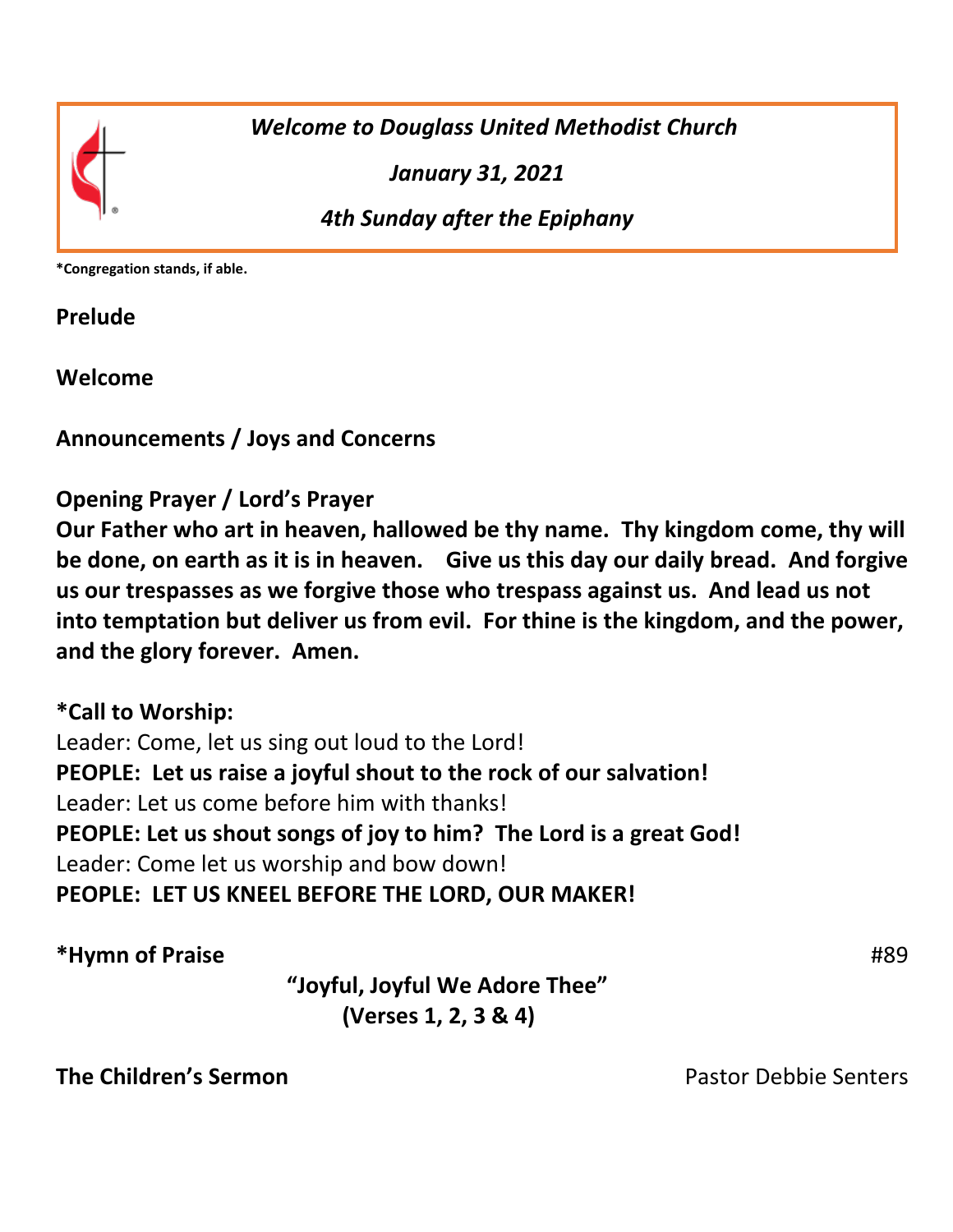*Welcome to Douglass United Methodist Church*

*January 31, 2021*

*4th Sunday after the Epiphany*

**\*Congregation stands, if able.**

**Prelude**

**Welcome**

**Announcements / Joys and Concerns**

**Opening Prayer / Lord's Prayer**
**Our Father who art in heaven, hallowed be thy name. Thy kingdom come, thy will be done, on earth as it is in heaven. Give us this day our daily bread. And forgive us our trespasses as we forgive those who trespass against us. And lead us not into temptation but deliver us from evil. For thine is the kingdom, and the power, and the glory forever. Amen.**

**\*Call to Worship:**
Leader: Come, let us sing out loud to the Lord!
**PEOPLE: Let us raise a joyful shout to the rock of our salvation!**
Leader: Let us come before him with thanks!
**PEOPLE: Let us shout songs of joy to him? The Lord is a great God!**
Leader: Come let us worship and bow down!
**PEOPLE: LET US KNEEL BEFORE THE LORD, OUR MAKER!**

**\*Hymn of Praise** #89

**"Joyful, Joyful We Adore Thee"**
**(Verses 1, 2, 3 & 4)**

**The Children's Sermon** Pastor Debbie Senters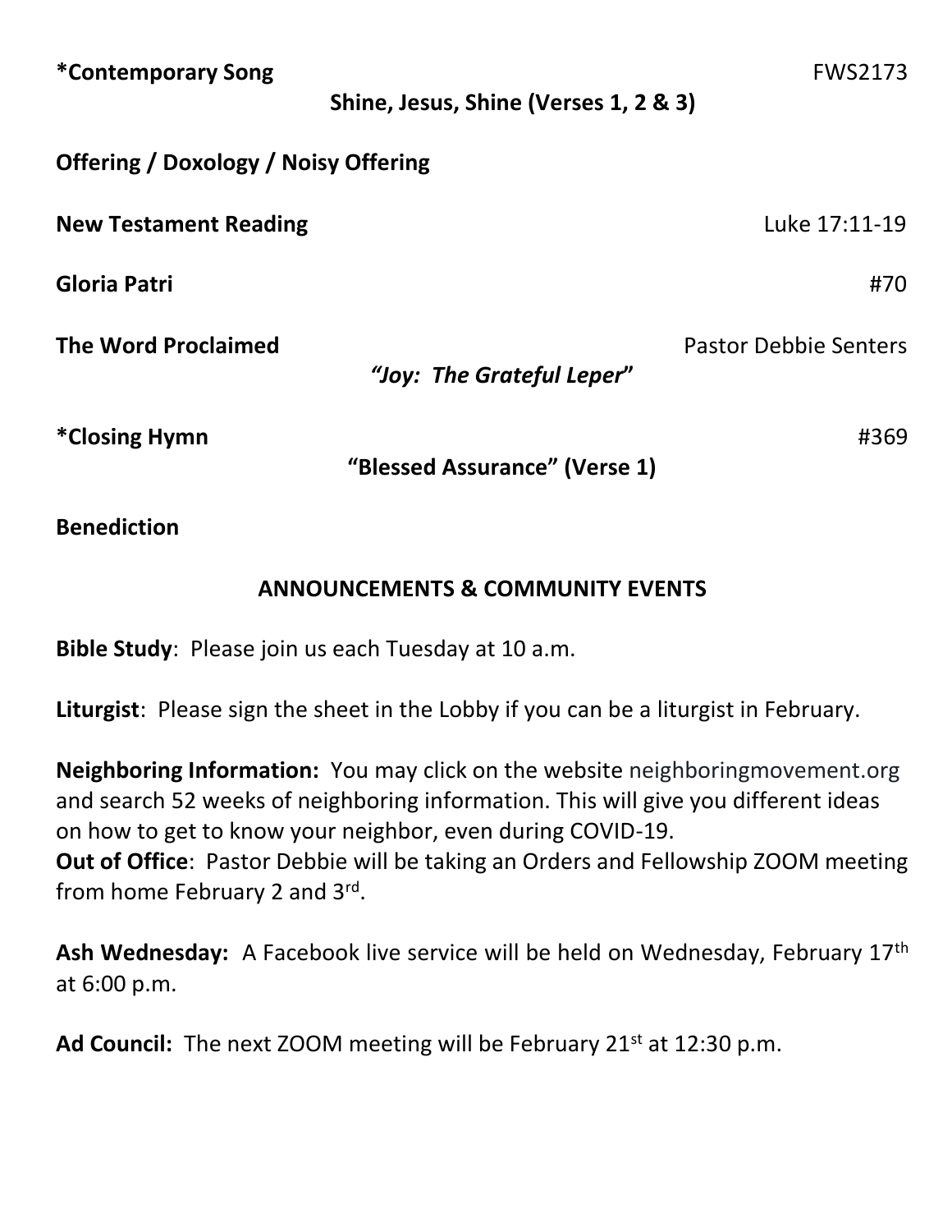**\*Contemporary Song** FWS2173

**Shine, Jesus, Shine (Verses 1, 2 & 3)**

**Offering / Doxology / Noisy Offering**

**New Testament Reading** Luke 17:11-19

**Gloria Patri** #70

**The Word Proclaimed** Pastor Debbie Senters

***"Joy: The Grateful Leper"***

**\*Closing Hymn** #369

**"Blessed Assurance" (Verse 1)**

**Benediction**

## ANNOUNCEMENTS & COMMUNITY EVENTS

**Bible Study**: Please join us each Tuesday at 10 a.m.

**Liturgist**: Please sign the sheet in the Lobby if you can be a liturgist in February.

**Neighboring Information:** You may click on the website neighboringmovement.org and search 52 weeks of neighboring information. This will give you different ideas on how to get to know your neighbor, even during COVID-19.

**Out of Office**: Pastor Debbie will be taking an Orders and Fellowship ZOOM meeting from home February 2 and 3rd.

**Ash Wednesday:** A Facebook live service will be held on Wednesday, February 17th at 6:00 p.m.

**Ad Council:** The next ZOOM meeting will be February 21st at 12:30 p.m.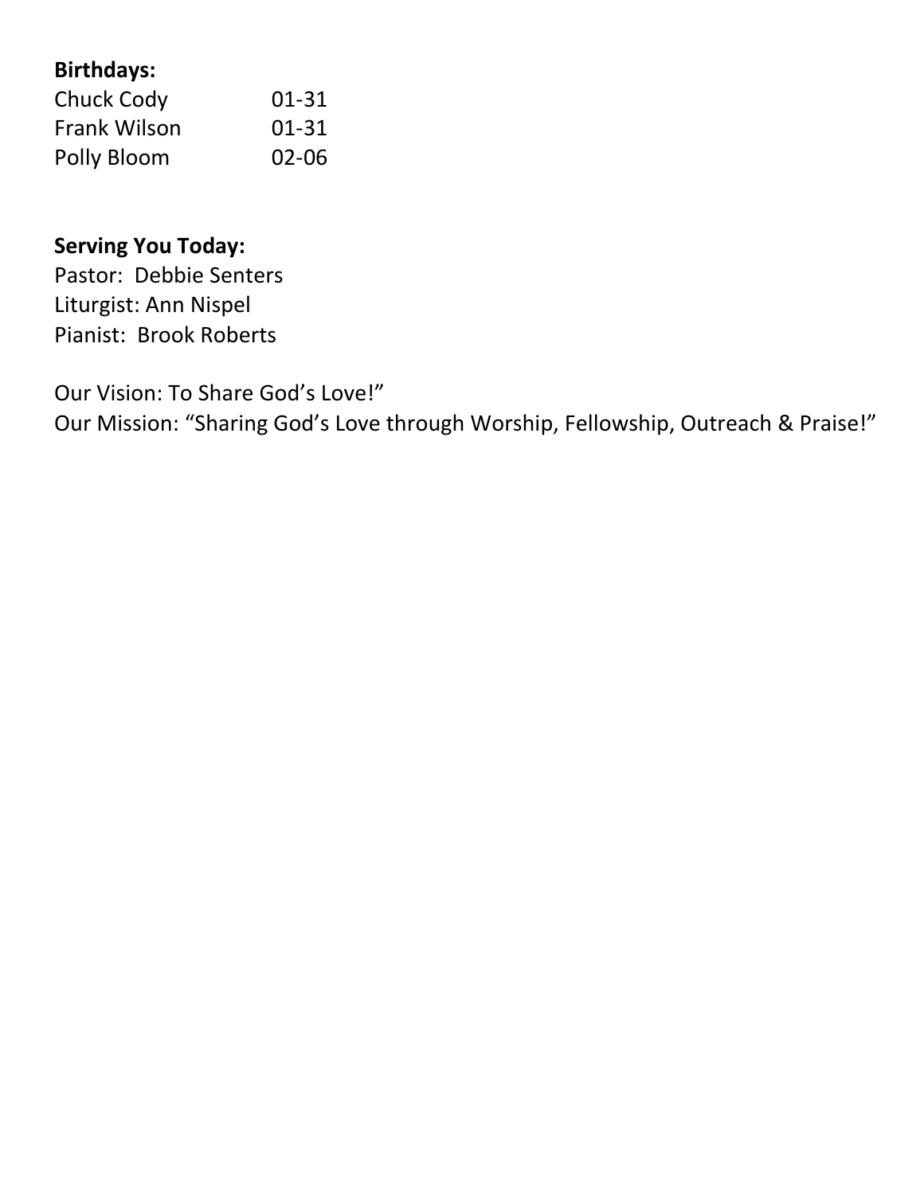**Birthdays:**

| | |
|---|---|
| Chuck Cody | 01-31 |
| Frank Wilson | 01-31 |
| Polly Bloom | 02-06 |

**Serving You Today:**

Pastor: Debbie Senters
Liturgist: Ann Nispel
Pianist: Brook Roberts

Our Vision: To Share God's Love!"
Our Mission: "Sharing God's Love through Worship, Fellowship, Outreach & Praise!"